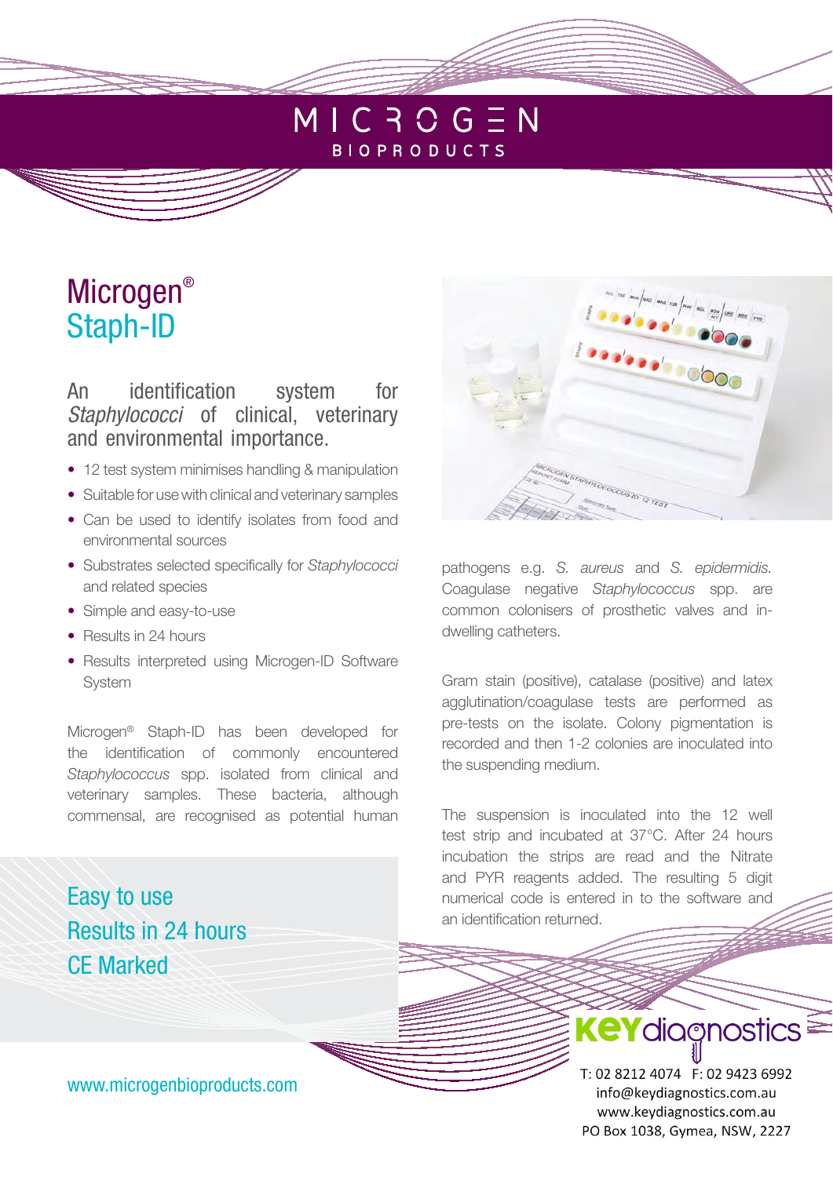MICROGEN
BIOPRODUCTS

# Microgen® Staph-ID

## An identification system for *Staphylococci* of clinical, veterinary and environmental importance.

- 12 test system minimises handling & manipulation
- Suitable for use with clinical and veterinary samples
- Can be used to identify isolates from food and environmental sources
- Substrates selected specifically for *Staphylococci* and related species
- Simple and easy-to-use
- Results in 24 hours
- Results interpreted using Microgen-ID Software System

Microgen® Staph-ID has been developed for the identification of commonly encountered *Staphylococcus* spp. isolated from clinical and veterinary samples. These bacteria, although commensal, are recognised as potential human pathogens e.g. *S. aureus* and *S. epidermidis.* Coagulase negative *Staphylococcus* spp. are common colonisers of prosthetic valves and in-dwelling catheters.

Gram stain (positive), catalase (positive) and latex agglutination/coagulase tests are performed as pre-tests on the isolate. Colony pigmentation is recorded and then 1-2 colonies are inoculated into the suspending medium.

The suspension is inoculated into the 12 well test strip and incubated at 37°C. After 24 hours incubation the strips are read and the Nitrate and PYR reagents added. The resulting 5 digit numerical code is entered in to the software and an identification returned.

Easy to use
Results in 24 hours
CE Marked

www.microgenbioproducts.com

KEYdiagnostics
T: 02 8212 4074 F: 02 9423 6992
info@keydiagnostics.com.au
www.keydiagnostics.com.au
PO Box 1038, Gymea, NSW, 2227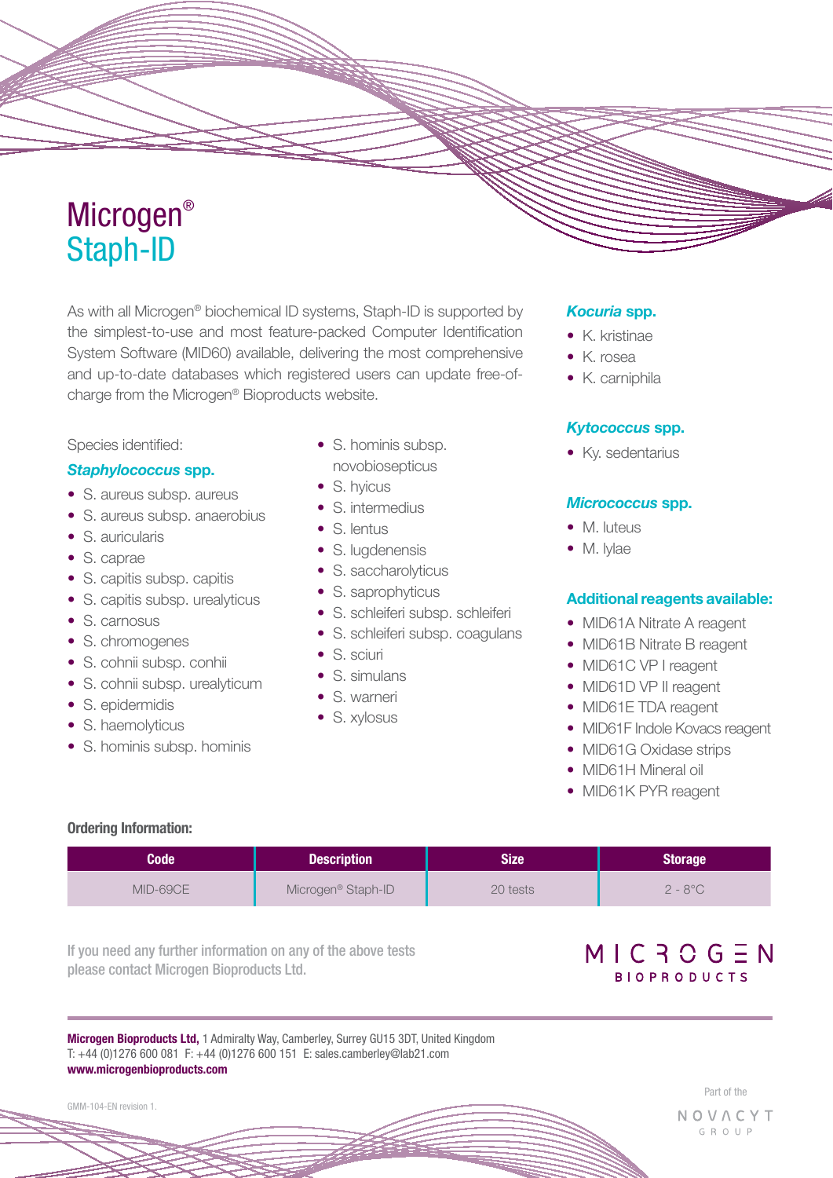# Microgen®
# Staph-ID

As with all Microgen® biochemical ID systems, Staph-ID is supported by the simplest-to-use and most feature-packed Computer Identification System Software (MID60) available, delivering the most comprehensive and up-to-date databases which registered users can update free-of-charge from the Microgen® Bioproducts website.

Species identified:

### *Staphylococcus* spp.

- S. aureus subsp. aureus
- S. aureus subsp. anaerobius
- S. auricularis
- S. caprae
- S. capitis subsp. capitis
- S. capitis subsp. urealyticus
- S. carnosus
- S. chromogenes
- S. cohnii subsp. conhii
- S. cohnii subsp. urealyticum
- S. epidermidis
- S. haemolyticus
- S. hominis subsp. hominis
- S. hominis subsp. novobiosepticus
- S. hyicus
- S. intermedius
- S. lentus
- S. lugdenensis
- S. saccharolyticus
- S. saprophyticus
- S. schleiferi subsp. schleiferi
- S. schleiferi subsp. coagulans
- S. sciuri
- S. simulans
- S. warneri
- S. xylosus

### *Kocuria* spp.

- K. kristinae
- K. rosea
- K. carniphila

### *Kytococcus* spp.

- Ky. sedentarius

### *Micrococcus* spp.

- M. luteus
- M. lylae

### Additional reagents available:

- MID61A Nitrate A reagent
- MID61B Nitrate B reagent
- MID61C VP I reagent
- MID61D VP II reagent
- MID61E TDA reagent
- MID61F Indole Kovacs reagent
- MID61G Oxidase strips
- MID61H Mineral oil
- MID61K PYR reagent

**Ordering Information:**

| Code | Description | Size | Storage |
|---|---|---|---|
| MID-69CE | Microgen® Staph-ID | 20 tests | 2 - 8°C |

If you need any further information on any of the above tests please contact Microgen Bioproducts Ltd.

MICROGEN BIOPRODUCTS

**Microgen Bioproducts Ltd,** 1 Admiralty Way, Camberley, Surrey GU15 3DT, United Kingdom
T: +44 (0)1276 600 081 F: +44 (0)1276 600 151 E: sales.camberley@lab21.com
**www.microgenbioproducts.com**

GMM-104-EN revision 1.

Part of the NOVACYT GROUP